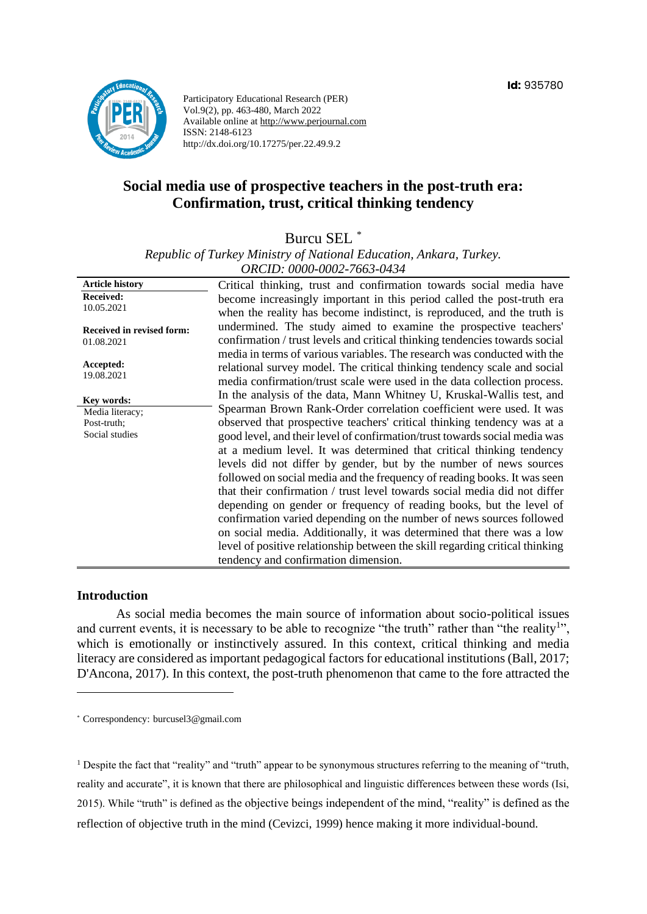Id: 935780

Participatory Educational Research (PER)
Vol.9(2), pp. 463-480, March 2022
Available online at http://www.perjournal.com
ISSN: 2148-6123
http://dx.doi.org/10.17275/per.22.49.9.2

# Social media use of prospective teachers in the post-truth era: Confirmation, trust, critical thinking tendency

Burcu SEL [*]

*Republic of Turkey Ministry of National Education, Ankara, Turkey.*
*ORCID: 0000-0002-7663-0434*

**Article history**
**Received:** 10.05.2021
**Received in revised form:** 01.08.2021
**Accepted:** 19.08.2021

**Key words:**
Media literacy;
Post-truth;
Social studies

Critical thinking, trust and confirmation towards social media have become increasingly important in this period called the post-truth era when the reality has become indistinct, is reproduced, and the truth is undermined. The study aimed to examine the prospective teachers' confirmation / trust levels and critical thinking tendencies towards social media in terms of various variables. The research was conducted with the relational survey model. The critical thinking tendency scale and social media confirmation/trust scale were used in the data collection process. In the analysis of the data, Mann Whitney U, Kruskal-Wallis test, and Spearman Brown Rank-Order correlation coefficient were used. It was observed that prospective teachers' critical thinking tendency was at a good level, and their level of confirmation/trust towards social media was at a medium level. It was determined that critical thinking tendency levels did not differ by gender, but by the number of news sources followed on social media and the frequency of reading books. It was seen that their confirmation / trust level towards social media did not differ depending on gender or frequency of reading books, but the level of confirmation varied depending on the number of news sources followed on social media. Additionally, it was determined that there was a low level of positive relationship between the skill regarding critical thinking tendency and confirmation dimension.

## Introduction

As social media becomes the main source of information about socio-political issues and current events, it is necessary to be able to recognize "the truth" rather than "the reality[1]", which is emotionally or instinctively assured. In this context, critical thinking and media literacy are considered as important pedagogical factors for educational institutions (Ball, 2017; D'Ancona, 2017). In this context, the post-truth phenomenon that came to the fore attracted the

---

[*] Correspondency: burcusel3@gmail.com

[1] Despite the fact that "reality" and "truth" appear to be synonymous structures referring to the meaning of "truth, reality and accurate", it is known that there are philosophical and linguistic differences between these words (Isi, 2015). While "truth" is defined as the objective beings independent of the mind, "reality" is defined as the reflection of objective truth in the mind (Cevizci, 1999) hence making it more individual-bound.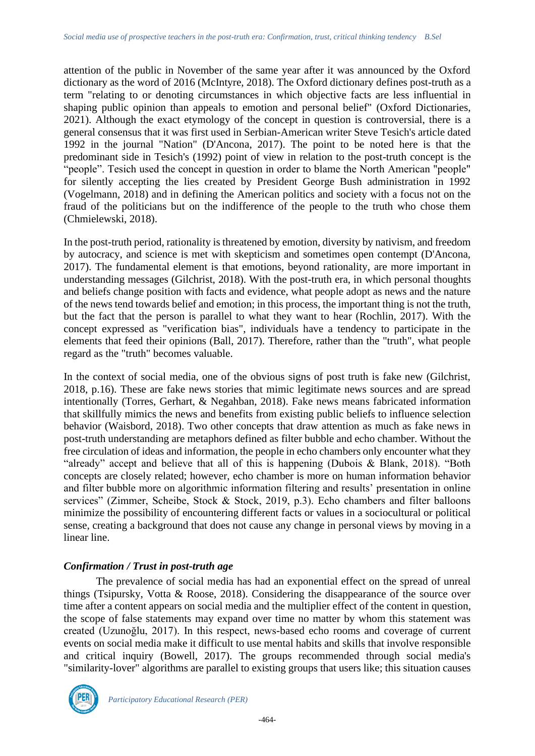attention of the public in November of the same year after it was announced by the Oxford dictionary as the word of 2016 (McIntyre, 2018). The Oxford dictionary defines post-truth as a term "relating to or denoting circumstances in which objective facts are less influential in shaping public opinion than appeals to emotion and personal belief" (Oxford Dictionaries, 2021). Although the exact etymology of the concept in question is controversial, there is a general consensus that it was first used in Serbian-American writer Steve Tesich's article dated 1992 in the journal "Nation" (D'Ancona, 2017). The point to be noted here is that the predominant side in Tesich's (1992) point of view in relation to the post-truth concept is the "people". Tesich used the concept in question in order to blame the North American "people" for silently accepting the lies created by President George Bush administration in 1992 (Vogelmann, 2018) and in defining the American politics and society with a focus not on the fraud of the politicians but on the indifference of the people to the truth who chose them (Chmielewski, 2018).

In the post-truth period, rationality is threatened by emotion, diversity by nativism, and freedom by autocracy, and science is met with skepticism and sometimes open contempt (D'Ancona, 2017). The fundamental element is that emotions, beyond rationality, are more important in understanding messages (Gilchrist, 2018). With the post-truth era, in which personal thoughts and beliefs change position with facts and evidence, what people adopt as news and the nature of the news tend towards belief and emotion; in this process, the important thing is not the truth, but the fact that the person is parallel to what they want to hear (Rochlin, 2017). With the concept expressed as "verification bias", individuals have a tendency to participate in the elements that feed their opinions (Ball, 2017). Therefore, rather than the "truth", what people regard as the "truth" becomes valuable.

In the context of social media, one of the obvious signs of post truth is fake new (Gilchrist, 2018, p.16). These are fake news stories that mimic legitimate news sources and are spread intentionally (Torres, Gerhart, & Negahban, 2018). Fake news means fabricated information that skillfully mimics the news and benefits from existing public beliefs to influence selection behavior (Waisbord, 2018). Two other concepts that draw attention as much as fake news in post-truth understanding are metaphors defined as filter bubble and echo chamber. Without the free circulation of ideas and information, the people in echo chambers only encounter what they "already" accept and believe that all of this is happening (Dubois & Blank, 2018). "Both concepts are closely related; however, echo chamber is more on human information behavior and filter bubble more on algorithmic information filtering and results' presentation in online services" (Zimmer, Scheibe, Stock & Stock, 2019, p.3). Echo chambers and filter balloons minimize the possibility of encountering different facts or values in a sociocultural or political sense, creating a background that does not cause any change in personal views by moving in a linear line.

### *Confirmation / Trust in post-truth age*

The prevalence of social media has had an exponential effect on the spread of unreal things (Tsipursky, Votta & Roose, 2018). Considering the disappearance of the source over time after a content appears on social media and the multiplier effect of the content in question, the scope of false statements may expand over time no matter by whom this statement was created (Uzunoğlu, 2017). In this respect, news-based echo rooms and coverage of current events on social media make it difficult to use mental habits and skills that involve responsible and critical inquiry (Bowell, 2017). The groups recommended through social media's "similarity-lover" algorithms are parallel to existing groups that users like; this situation causes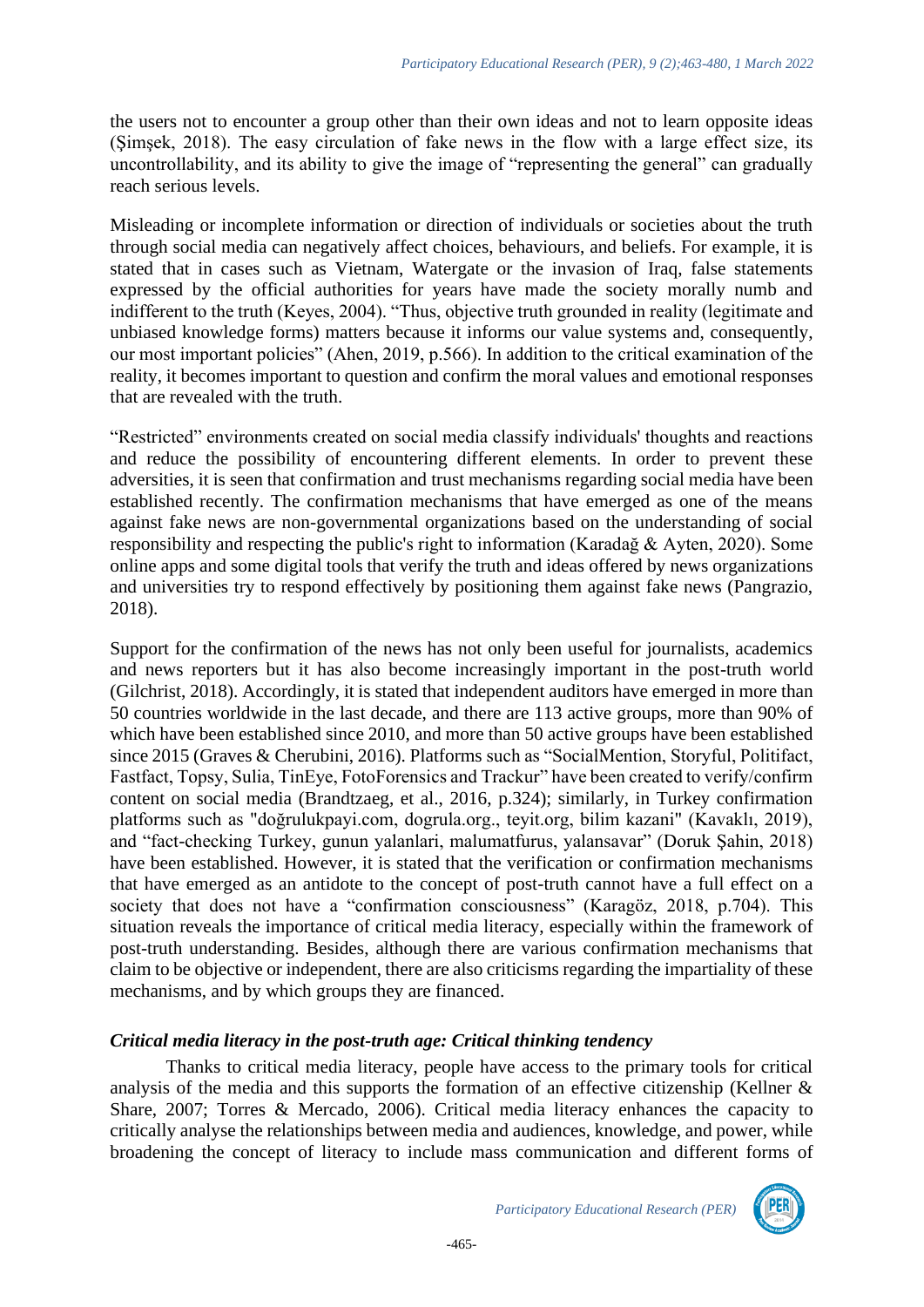the users not to encounter a group other than their own ideas and not to learn opposite ideas (Şimşek, 2018). The easy circulation of fake news in the flow with a large effect size, its uncontrollability, and its ability to give the image of "representing the general" can gradually reach serious levels.

Misleading or incomplete information or direction of individuals or societies about the truth through social media can negatively affect choices, behaviours, and beliefs. For example, it is stated that in cases such as Vietnam, Watergate or the invasion of Iraq, false statements expressed by the official authorities for years have made the society morally numb and indifferent to the truth (Keyes, 2004). "Thus, objective truth grounded in reality (legitimate and unbiased knowledge forms) matters because it informs our value systems and, consequently, our most important policies" (Ahen, 2019, p.566). In addition to the critical examination of the reality, it becomes important to question and confirm the moral values and emotional responses that are revealed with the truth.

"Restricted" environments created on social media classify individuals' thoughts and reactions and reduce the possibility of encountering different elements. In order to prevent these adversities, it is seen that confirmation and trust mechanisms regarding social media have been established recently. The confirmation mechanisms that have emerged as one of the means against fake news are non-governmental organizations based on the understanding of social responsibility and respecting the public's right to information (Karadağ & Ayten, 2020). Some online apps and some digital tools that verify the truth and ideas offered by news organizations and universities try to respond effectively by positioning them against fake news (Pangrazio, 2018).

Support for the confirmation of the news has not only been useful for journalists, academics and news reporters but it has also become increasingly important in the post-truth world (Gilchrist, 2018). Accordingly, it is stated that independent auditors have emerged in more than 50 countries worldwide in the last decade, and there are 113 active groups, more than 90% of which have been established since 2010, and more than 50 active groups have been established since 2015 (Graves & Cherubini, 2016). Platforms such as "SocialMention, Storyful, Politifact, Fastfact, Topsy, Sulia, TinEye, FotoForensics and Trackur" have been created to verify/confirm content on social media (Brandtzaeg, et al., 2016, p.324); similarly, in Turkey confirmation platforms such as "doğrulukpayi.com, dogrula.org., teyit.org, bilim kazani" (Kavaklı, 2019), and "fact-checking Turkey, gunun yalanlari, malumatfurus, yalansavar" (Doruk Şahin, 2018) have been established. However, it is stated that the verification or confirmation mechanisms that have emerged as an antidote to the concept of post-truth cannot have a full effect on a society that does not have a "confirmation consciousness" (Karagöz, 2018, p.704). This situation reveals the importance of critical media literacy, especially within the framework of post-truth understanding. Besides, although there are various confirmation mechanisms that claim to be objective or independent, there are also criticisms regarding the impartiality of these mechanisms, and by which groups they are financed.

### *Critical media literacy in the post-truth age: Critical thinking tendency*

Thanks to critical media literacy, people have access to the primary tools for critical analysis of the media and this supports the formation of an effective citizenship (Kellner & Share, 2007; Torres & Mercado, 2006). Critical media literacy enhances the capacity to critically analyse the relationships between media and audiences, knowledge, and power, while broadening the concept of literacy to include mass communication and different forms of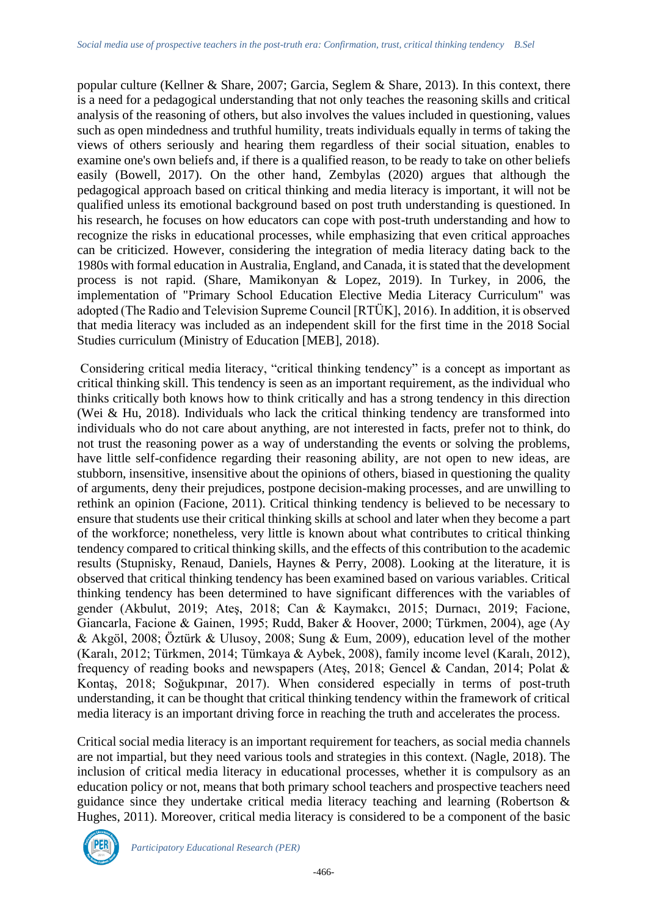popular culture (Kellner & Share, 2007; Garcia, Seglem & Share, 2013). In this context, there is a need for a pedagogical understanding that not only teaches the reasoning skills and critical analysis of the reasoning of others, but also involves the values included in questioning, values such as open mindedness and truthful humility, treats individuals equally in terms of taking the views of others seriously and hearing them regardless of their social situation, enables to examine one's own beliefs and, if there is a qualified reason, to be ready to take on other beliefs easily (Bowell, 2017). On the other hand, Zembylas (2020) argues that although the pedagogical approach based on critical thinking and media literacy is important, it will not be qualified unless its emotional background based on post truth understanding is questioned. In his research, he focuses on how educators can cope with post-truth understanding and how to recognize the risks in educational processes, while emphasizing that even critical approaches can be criticized. However, considering the integration of media literacy dating back to the 1980s with formal education in Australia, England, and Canada, it is stated that the development process is not rapid. (Share, Mamikonyan & Lopez, 2019). In Turkey, in 2006, the implementation of "Primary School Education Elective Media Literacy Curriculum" was adopted (The Radio and Television Supreme Council [RTÜK], 2016). In addition, it is observed that media literacy was included as an independent skill for the first time in the 2018 Social Studies curriculum (Ministry of Education [MEB], 2018).

Considering critical media literacy, "critical thinking tendency" is a concept as important as critical thinking skill. This tendency is seen as an important requirement, as the individual who thinks critically both knows how to think critically and has a strong tendency in this direction (Wei & Hu, 2018). Individuals who lack the critical thinking tendency are transformed into individuals who do not care about anything, are not interested in facts, prefer not to think, do not trust the reasoning power as a way of understanding the events or solving the problems, have little self-confidence regarding their reasoning ability, are not open to new ideas, are stubborn, insensitive, insensitive about the opinions of others, biased in questioning the quality of arguments, deny their prejudices, postpone decision-making processes, and are unwilling to rethink an opinion (Facione, 2011). Critical thinking tendency is believed to be necessary to ensure that students use their critical thinking skills at school and later when they become a part of the workforce; nonetheless, very little is known about what contributes to critical thinking tendency compared to critical thinking skills, and the effects of this contribution to the academic results (Stupnisky, Renaud, Daniels, Haynes & Perry, 2008). Looking at the literature, it is observed that critical thinking tendency has been examined based on various variables. Critical thinking tendency has been determined to have significant differences with the variables of gender (Akbulut, 2019; Ateş, 2018; Can & Kaymakcı, 2015; Durnacı, 2019; Facione, Giancarla, Facione & Gainen, 1995; Rudd, Baker & Hoover, 2000; Türkmen, 2004), age (Ay & Akgöl, 2008; Öztürk & Ulusoy, 2008; Sung & Eum, 2009), education level of the mother (Karalı, 2012; Türkmen, 2014; Tümkaya & Aybek, 2008), family income level (Karalı, 2012), frequency of reading books and newspapers (Ateş, 2018; Gencel & Candan, 2014; Polat & Kontaş, 2018; Soğukpınar, 2017). When considered especially in terms of post-truth understanding, it can be thought that critical thinking tendency within the framework of critical media literacy is an important driving force in reaching the truth and accelerates the process.

Critical social media literacy is an important requirement for teachers, as social media channels are not impartial, but they need various tools and strategies in this context. (Nagle, 2018). The inclusion of critical media literacy in educational processes, whether it is compulsory as an education policy or not, means that both primary school teachers and prospective teachers need guidance since they undertake critical media literacy teaching and learning (Robertson & Hughes, 2011). Moreover, critical media literacy is considered to be a component of the basic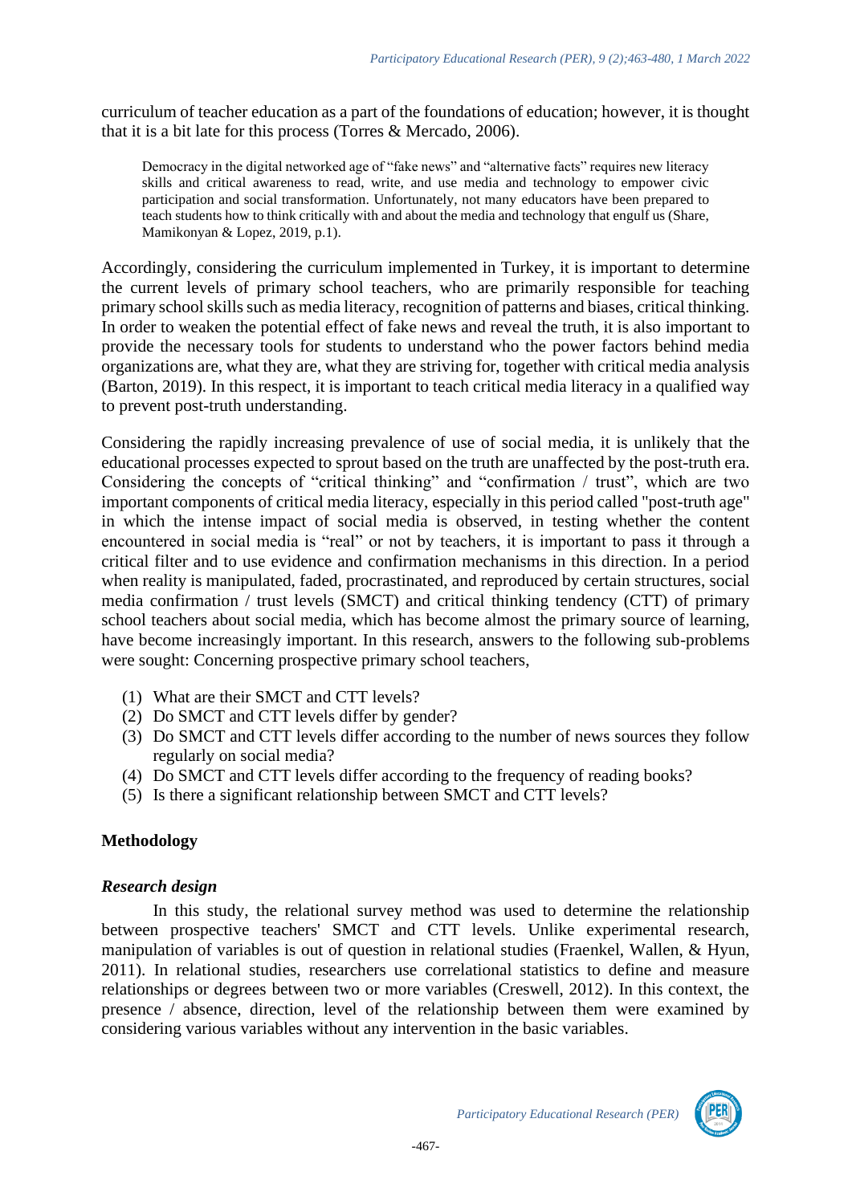curriculum of teacher education as a part of the foundations of education; however, it is thought that it is a bit late for this process (Torres & Mercado, 2006).

> Democracy in the digital networked age of "fake news" and "alternative facts" requires new literacy skills and critical awareness to read, write, and use media and technology to empower civic participation and social transformation. Unfortunately, not many educators have been prepared to teach students how to think critically with and about the media and technology that engulf us (Share, Mamikonyan & Lopez, 2019, p.1).

Accordingly, considering the curriculum implemented in Turkey, it is important to determine the current levels of primary school teachers, who are primarily responsible for teaching primary school skills such as media literacy, recognition of patterns and biases, critical thinking. In order to weaken the potential effect of fake news and reveal the truth, it is also important to provide the necessary tools for students to understand who the power factors behind media organizations are, what they are, what they are striving for, together with critical media analysis (Barton, 2019). In this respect, it is important to teach critical media literacy in a qualified way to prevent post-truth understanding.

Considering the rapidly increasing prevalence of use of social media, it is unlikely that the educational processes expected to sprout based on the truth are unaffected by the post-truth era. Considering the concepts of "critical thinking" and "confirmation / trust", which are two important components of critical media literacy, especially in this period called "post-truth age" in which the intense impact of social media is observed, in testing whether the content encountered in social media is "real" or not by teachers, it is important to pass it through a critical filter and to use evidence and confirmation mechanisms in this direction. In a period when reality is manipulated, faded, procrastinated, and reproduced by certain structures, social media confirmation / trust levels (SMCT) and critical thinking tendency (CTT) of primary school teachers about social media, which has become almost the primary source of learning, have become increasingly important. In this research, answers to the following sub-problems were sought: Concerning prospective primary school teachers,

(1) What are their SMCT and CTT levels?
(2) Do SMCT and CTT levels differ by gender?
(3) Do SMCT and CTT levels differ according to the number of news sources they follow regularly on social media?
(4) Do SMCT and CTT levels differ according to the frequency of reading books?
(5) Is there a significant relationship between SMCT and CTT levels?

## Methodology

### *Research design*

In this study, the relational survey method was used to determine the relationship between prospective teachers' SMCT and CTT levels. Unlike experimental research, manipulation of variables is out of question in relational studies (Fraenkel, Wallen, & Hyun, 2011). In relational studies, researchers use correlational statistics to define and measure relationships or degrees between two or more variables (Creswell, 2012). In this context, the presence / absence, direction, level of the relationship between them were examined by considering various variables without any intervention in the basic variables.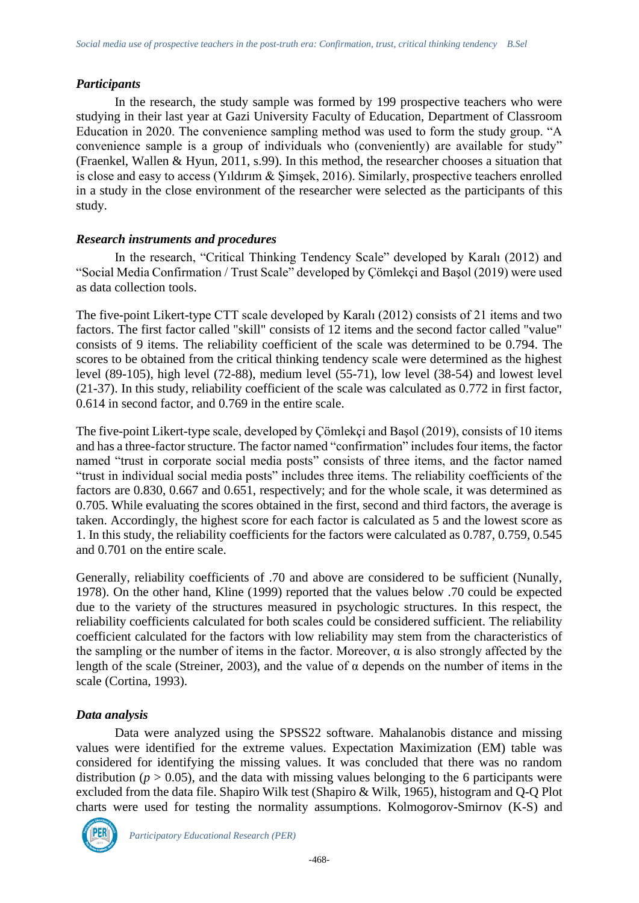### *Participants*

In the research, the study sample was formed by 199 prospective teachers who were studying in their last year at Gazi University Faculty of Education, Department of Classroom Education in 2020. The convenience sampling method was used to form the study group. "A convenience sample is a group of individuals who (conveniently) are available for study" (Fraenkel, Wallen & Hyun, 2011, s.99). In this method, the researcher chooses a situation that is close and easy to access (Yıldırım & Şimşek, 2016). Similarly, prospective teachers enrolled in a study in the close environment of the researcher were selected as the participants of this study.

### *Research instruments and procedures*

In the research, "Critical Thinking Tendency Scale" developed by Karalı (2012) and "Social Media Confirmation / Trust Scale" developed by Çömlekçi and Başol (2019) were used as data collection tools.

The five-point Likert-type CTT scale developed by Karalı (2012) consists of 21 items and two factors. The first factor called "skill" consists of 12 items and the second factor called "value" consists of 9 items. The reliability coefficient of the scale was determined to be 0.794. The scores to be obtained from the critical thinking tendency scale were determined as the highest level (89-105), high level (72-88), medium level (55-71), low level (38-54) and lowest level (21-37). In this study, reliability coefficient of the scale was calculated as 0.772 in first factor, 0.614 in second factor, and 0.769 in the entire scale.

The five-point Likert-type scale, developed by Çömlekçi and Başol (2019), consists of 10 items and has a three-factor structure. The factor named "confirmation" includes four items, the factor named "trust in corporate social media posts" consists of three items, and the factor named "trust in individual social media posts" includes three items. The reliability coefficients of the factors are 0.830, 0.667 and 0.651, respectively; and for the whole scale, it was determined as 0.705. While evaluating the scores obtained in the first, second and third factors, the average is taken. Accordingly, the highest score for each factor is calculated as 5 and the lowest score as 1. In this study, the reliability coefficients for the factors were calculated as 0.787, 0.759, 0.545 and 0.701 on the entire scale.

Generally, reliability coefficients of .70 and above are considered to be sufficient (Nunally, 1978). On the other hand, Kline (1999) reported that the values below .70 could be expected due to the variety of the structures measured in psychologic structures. In this respect, the reliability coefficients calculated for both scales could be considered sufficient. The reliability coefficient calculated for the factors with low reliability may stem from the characteristics of the sampling or the number of items in the factor. Moreover, α is also strongly affected by the length of the scale (Streiner, 2003), and the value of α depends on the number of items in the scale (Cortina, 1993).

### *Data analysis*

Data were analyzed using the SPSS22 software. Mahalanobis distance and missing values were identified for the extreme values. Expectation Maximization (EM) table was considered for identifying the missing values. It was concluded that there was no random distribution ($p > 0.05$), and the data with missing values belonging to the 6 participants were excluded from the data file. Shapiro Wilk test (Shapiro & Wilk, 1965), histogram and Q-Q Plot charts were used for testing the normality assumptions. Kolmogorov-Smirnov (K-S) and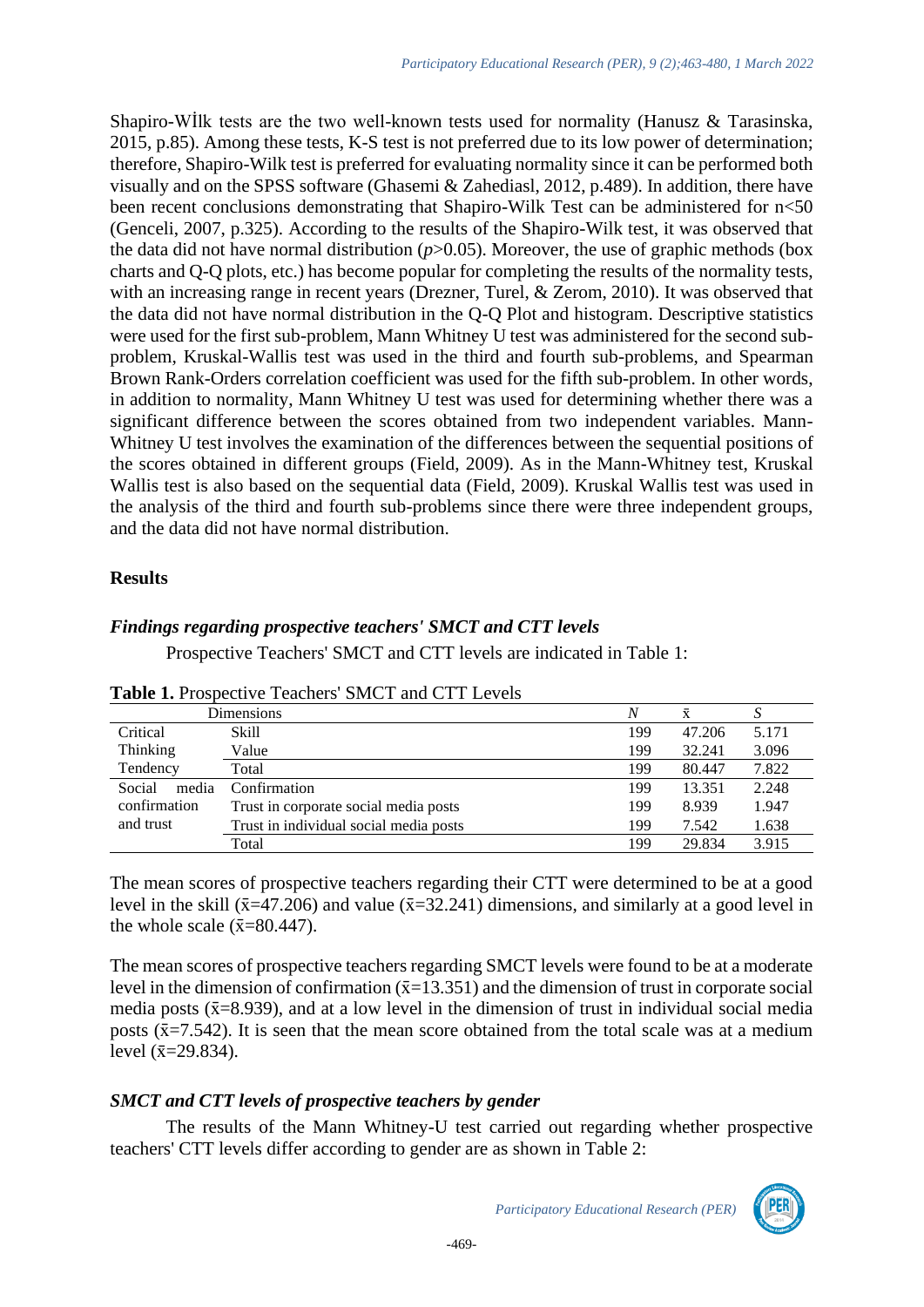Shapiro-Wİlk tests are the two well-known tests used for normality (Hanusz & Tarasinska, 2015, p.85). Among these tests, K-S test is not preferred due to its low power of determination; therefore, Shapiro-Wilk test is preferred for evaluating normality since it can be performed both visually and on the SPSS software (Ghasemi & Zahediasl, 2012, p.489). In addition, there have been recent conclusions demonstrating that Shapiro-Wilk Test can be administered for n<50 (Genceli, 2007, p.325). According to the results of the Shapiro-Wilk test, it was observed that the data did not have normal distribution ($p>0.05$). Moreover, the use of graphic methods (box charts and Q-Q plots, etc.) has become popular for completing the results of the normality tests, with an increasing range in recent years (Drezner, Turel, & Zerom, 2010). It was observed that the data did not have normal distribution in the Q-Q Plot and histogram. Descriptive statistics were used for the first sub-problem, Mann Whitney U test was administered for the second sub-problem, Kruskal-Wallis test was used in the third and fourth sub-problems, and Spearman Brown Rank-Orders correlation coefficient was used for the fifth sub-problem. In other words, in addition to normality, Mann Whitney U test was used for determining whether there was a significant difference between the scores obtained from two independent variables. Mann-Whitney U test involves the examination of the differences between the sequential positions of the scores obtained in different groups (Field, 2009). As in the Mann-Whitney test, Kruskal Wallis test is also based on the sequential data (Field, 2009). Kruskal Wallis test was used in the analysis of the third and fourth sub-problems since there were three independent groups, and the data did not have normal distribution.

## Results

### *Findings regarding prospective teachers' SMCT and CTT levels*

Prospective Teachers' SMCT and CTT levels are indicated in Table 1:

**Table 1.** Prospective Teachers' SMCT and CTT Levels

| Dimensions | | N | $\bar{x}$ | S |
|---|---|---|---|---|
| Critical Thinking Tendency | Skill | 199 | 47.206 | 5.171 |
| | Value | 199 | 32.241 | 3.096 |
| | Total | 199 | 80.447 | 7.822 |
| Social media confirmation and trust | Confirmation | 199 | 13.351 | 2.248 |
| | Trust in corporate social media posts | 199 | 8.939 | 1.947 |
| | Trust in individual social media posts | 199 | 7.542 | 1.638 |
| | Total | 199 | 29.834 | 3.915 |

The mean scores of prospective teachers regarding their CTT were determined to be at a good level in the skill ($\bar{x}$=47.206) and value ($\bar{x}$=32.241) dimensions, and similarly at a good level in the whole scale ($\bar{x}$=80.447).

The mean scores of prospective teachers regarding SMCT levels were found to be at a moderate level in the dimension of confirmation ($\bar{x}$=13.351) and the dimension of trust in corporate social media posts ($\bar{x}$=8.939), and at a low level in the dimension of trust in individual social media posts ($\bar{x}$=7.542). It is seen that the mean score obtained from the total scale was at a medium level ($\bar{x}$=29.834).

### *SMCT and CTT levels of prospective teachers by gender*

The results of the Mann Whitney-U test carried out regarding whether prospective teachers' CTT levels differ according to gender are as shown in Table 2: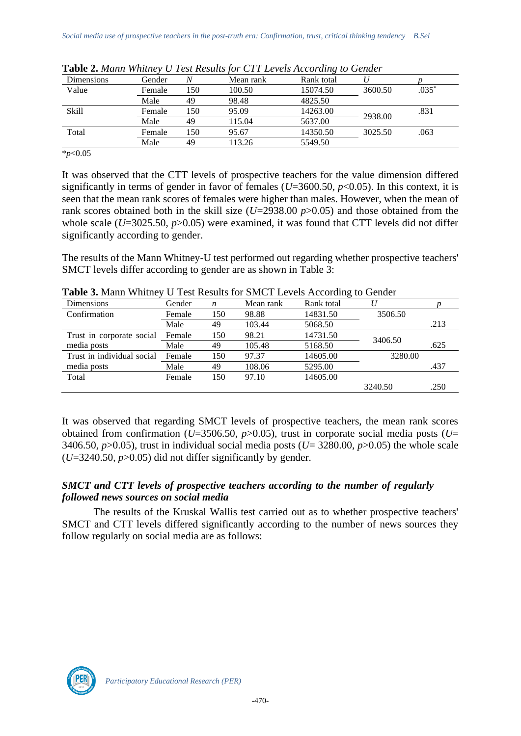**Table 2.** *Mann Whitney U Test Results for CTT Levels According to Gender*

| Dimensions | Gender | *N* | Mean rank | Rank total | *U* | *p* |
|---|---|---|---|---|---|---|
| Value | Female | 150 | 100.50 | 15074.50 | 3600.50 | .035* |
| | Male | 49 | 98.48 | 4825.50 | | |
| Skill | Female | 150 | 95.09 | 14263.00 | 2938.00 | .831 |
| | Male | 49 | 115.04 | 5637.00 | | |
| Total | Female | 150 | 95.67 | 14350.50 | 3025.50 | .063 |
| | Male | 49 | 113.26 | 5549.50 | | |

*$p<0.05$

It was observed that the CTT levels of prospective teachers for the value dimension differed significantly in terms of gender in favor of females ($U$=3600.50, $p<0.05$). In this context, it is seen that the mean rank scores of females were higher than males. However, when the mean of rank scores obtained both in the skill size ($U$=2938.00 $p>0.05$) and those obtained from the whole scale ($U$=3025.50, $p>0.05$) were examined, it was found that CTT levels did not differ significantly according to gender.

The results of the Mann Whitney-U test performed out regarding whether prospective teachers' SMCT levels differ according to gender are as shown in Table 3:

**Table 3.** Mann Whitney U Test Results for SMCT Levels According to Gender

| Dimensions | Gender | *n* | Mean rank | Rank total | *U* | *p* |
|---|---|---|---|---|---|---|
| Confirmation | Female | 150 | 98.88 | 14831.50 | 3506.50 | .213 |
| | Male | 49 | 103.44 | 5068.50 | | |
| Trust in corporate social media posts | Female | 150 | 98.21 | 14731.50 | 3406.50 | .625 |
| | Male | 49 | 105.48 | 5168.50 | | |
| Trust in individual social media posts | Female | 150 | 97.37 | 14605.00 | 3280.00 | .437 |
| | Male | 49 | 108.06 | 5295.00 | | |
| Total | Female | 150 | 97.10 | 14605.00 | 3240.50 | .250 |

It was observed that regarding SMCT levels of prospective teachers, the mean rank scores obtained from confirmation ($U$=3506.50, $p>0.05$), trust in corporate social media posts ($U$= 3406.50, $p>0.05$), trust in individual social media posts ($U$= 3280.00, $p>0.05$) the whole scale ($U$=3240.50, $p>0.05$) did not differ significantly by gender.

### *SMCT and CTT levels of prospective teachers according to the number of regularly followed news sources on social media*

The results of the Kruskal Wallis test carried out as to whether prospective teachers' SMCT and CTT levels differed significantly according to the number of news sources they follow regularly on social media are as follows: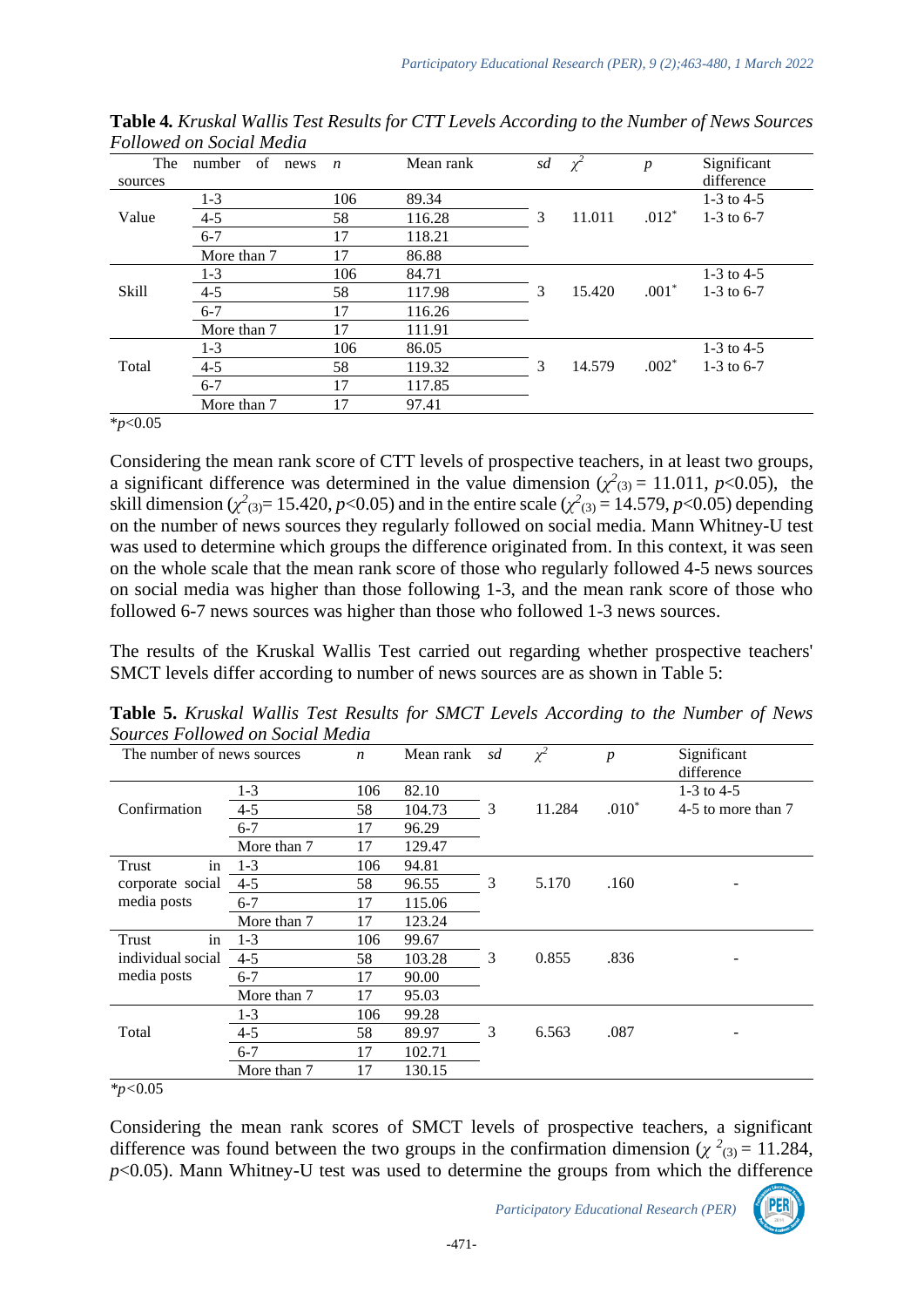**Table 4.** *Kruskal Wallis Test Results for CTT Levels According to the Number of News Sources Followed on Social Media*

| The number of news sources | | $n$ | Mean rank | $sd$ | $\chi^2$ | $p$ | Significant difference |
|---|---|---|---|---|---|---|---|
| Value | 1-3 | 106 | 89.34 | 3 | 11.011 | .012* | 1-3 to 4-5 1-3 to 6-7 |
| | 4-5 | 58 | 116.28 | | | | |
| | 6-7 | 17 | 118.21 | | | | |
| | More than 7 | 17 | 86.88 | | | | |
| Skill | 1-3 | 106 | 84.71 | 3 | 15.420 | .001* | 1-3 to 4-5 1-3 to 6-7 |
| | 4-5 | 58 | 117.98 | | | | |
| | 6-7 | 17 | 116.26 | | | | |
| | More than 7 | 17 | 111.91 | | | | |
| Total | 1-3 | 106 | 86.05 | 3 | 14.579 | .002* | 1-3 to 4-5 1-3 to 6-7 |
| | 4-5 | 58 | 119.32 | | | | |
| | 6-7 | 17 | 117.85 | | | | |
| | More than 7 | 17 | 97.41 | | | | |

*$p$<0.05

Considering the mean rank score of CTT levels of prospective teachers, in at least two groups, a significant difference was determined in the value dimension ($\chi^2_{(3)} = 11.011$, $p<0.05$), the skill dimension ($\chi^2_{(3)} = 15.420$, $p<0.05$) and in the entire scale ($\chi^2_{(3)} = 14.579$, $p<0.05$) depending on the number of news sources they regularly followed on social media. Mann Whitney-U test was used to determine which groups the difference originated from. In this context, it was seen on the whole scale that the mean rank score of those who regularly followed 4-5 news sources on social media was higher than those following 1-3, and the mean rank score of those who followed 6-7 news sources was higher than those who followed 1-3 news sources.

The results of the Kruskal Wallis Test carried out regarding whether prospective teachers' SMCT levels differ according to number of news sources are as shown in Table 5:

**Table 5.** *Kruskal Wallis Test Results for SMCT Levels According to the Number of News Sources Followed on Social Media*

| The number of news sources | | $n$ | Mean rank | $sd$ | $\chi^2$ | $p$ | Significant difference |
|---|---|---|---|---|---|---|---|
| Confirmation | 1-3 | 106 | 82.10 | 3 | 11.284 | .010* | 1-3 to 4-5 4-5 to more than 7 |
| | 4-5 | 58 | 104.73 | | | | |
| | 6-7 | 17 | 96.29 | | | | |
| | More than 7 | 17 | 129.47 | | | | |
| Trust in corporate social media posts | 1-3 | 106 | 94.81 | 3 | 5.170 | .160 | - |
| | 4-5 | 58 | 96.55 | | | | |
| | 6-7 | 17 | 115.06 | | | | |
| | More than 7 | 17 | 123.24 | | | | |
| Trust in individual social media posts | 1-3 | 106 | 99.67 | 3 | 0.855 | .836 | - |
| | 4-5 | 58 | 103.28 | | | | |
| | 6-7 | 17 | 90.00 | | | | |
| | More than 7 | 17 | 95.03 | | | | |
| Total | 1-3 | 106 | 99.28 | 3 | 6.563 | .087 | - |
| | 4-5 | 58 | 89.97 | | | | |
| | 6-7 | 17 | 102.71 | | | | |
| | More than 7 | 17 | 130.15 | | | | |

*$p$<0.05

Considering the mean rank scores of SMCT levels of prospective teachers, a significant difference was found between the two groups in the confirmation dimension ($\chi^2_{(3)} = 11.284$, $p<0.05$). Mann Whitney-U test was used to determine the groups from which the difference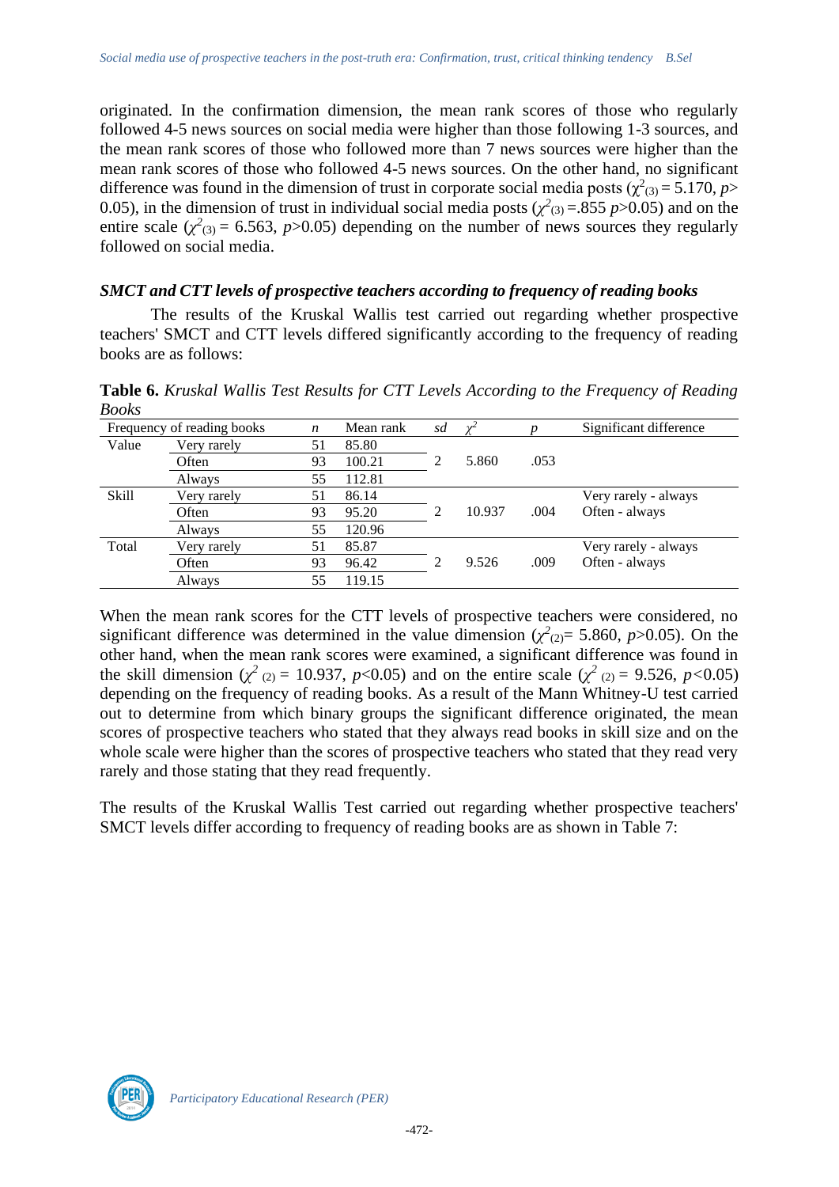originated. In the confirmation dimension, the mean rank scores of those who regularly followed 4-5 news sources on social media were higher than those following 1-3 sources, and the mean rank scores of those who followed more than 7 news sources were higher than the mean rank scores of those who followed 4-5 news sources. On the other hand, no significant difference was found in the dimension of trust in corporate social media posts ($\chi^2_{(3)} = 5.170$, $p > 0.05$), in the dimension of trust in individual social media posts ($\chi^2_{(3)} = .855$ $p > 0.05$) and on the entire scale ($\chi^2_{(3)} = 6.563$, $p > 0.05$) depending on the number of news sources they regularly followed on social media.

### *SMCT and CTT levels of prospective teachers according to frequency of reading books*

The results of the Kruskal Wallis test carried out regarding whether prospective teachers' SMCT and CTT levels differed significantly according to the frequency of reading books are as follows:

**Table 6.** *Kruskal Wallis Test Results for CTT Levels According to the Frequency of Reading Books*

| Frequency of reading books | | *n* | Mean rank | *sd* | $\chi^2$ | *p* | Significant difference |
|---|---|---|---|---|---|---|---|
| Value | Very rarely | 51 | 85.80 | 2 | 5.860 | .053 | |
| | Often | 93 | 100.21 | | | | |
| | Always | 55 | 112.81 | | | | |
| Skill | Very rarely | 51 | 86.14 | 2 | 10.937 | .004 | Very rarely - always<br>Often - always |
| | Often | 93 | 95.20 | | | | |
| | Always | 55 | 120.96 | | | | |
| Total | Very rarely | 51 | 85.87 | 2 | 9.526 | .009 | Very rarely - always<br>Often - always |
| | Often | 93 | 96.42 | | | | |
| | Always | 55 | 119.15 | | | | |

When the mean rank scores for the CTT levels of prospective teachers were considered, no significant difference was determined in the value dimension ($\chi^2_{(2)} = 5.860$, $p > 0.05$). On the other hand, when the mean rank scores were examined, a significant difference was found in the skill dimension ($\chi^2_{(2)} = 10.937$, $p < 0.05$) and on the entire scale ($\chi^2_{(2)} = 9.526$, $p < 0.05$) depending on the frequency of reading books. As a result of the Mann Whitney-U test carried out to determine from which binary groups the significant difference originated, the mean scores of prospective teachers who stated that they always read books in skill size and on the whole scale were higher than the scores of prospective teachers who stated that they read very rarely and those stating that they read frequently.

The results of the Kruskal Wallis Test carried out regarding whether prospective teachers' SMCT levels differ according to frequency of reading books are as shown in Table 7: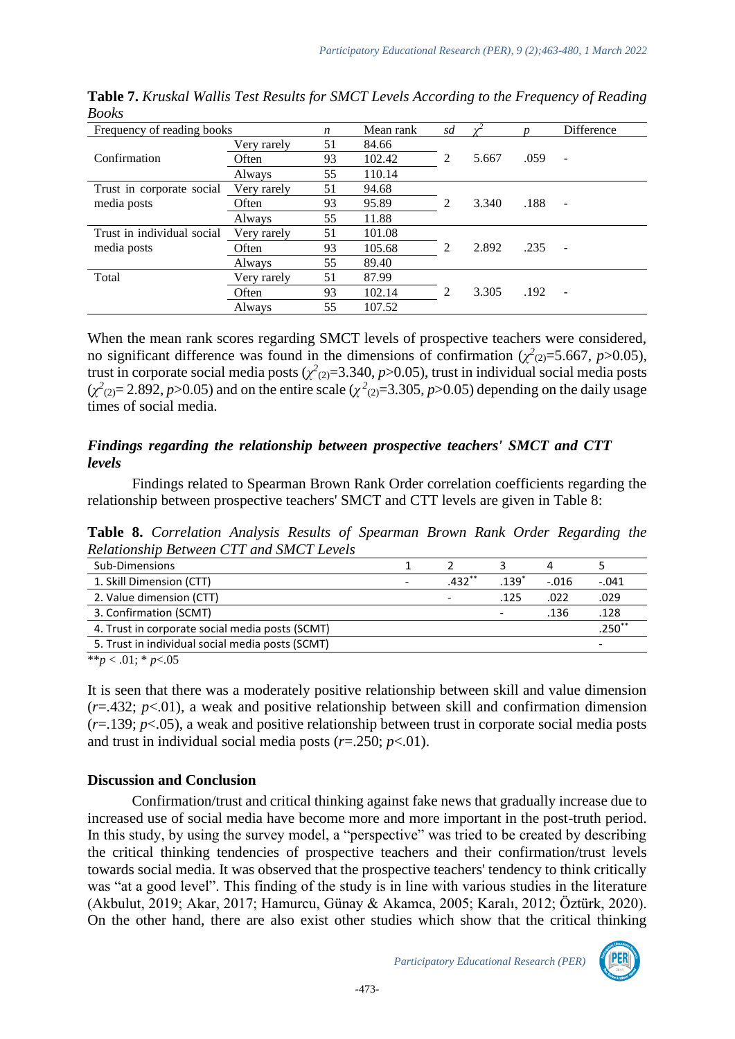**Table 7.** *Kruskal Wallis Test Results for SMCT Levels According to the Frequency of Reading Books*

| Frequency of reading books | | *n* | Mean rank | *sd* | $\chi^2$ | *p* | Difference |
|---|---|---|---|---|---|---|---|
| Confirmation | Very rarely | 51 | 84.66 | 2 | 5.667 | .059 | - |
| | Often | 93 | 102.42 | | | | |
| | Always | 55 | 110.14 | | | | |
| Trust in corporate social media posts | Very rarely | 51 | 94.68 | 2 | 3.340 | .188 | - |
| | Often | 93 | 95.89 | | | | |
| | Always | 55 | 11.88 | | | | |
| Trust in individual social media posts | Very rarely | 51 | 101.08 | 2 | 2.892 | .235 | - |
| | Often | 93 | 105.68 | | | | |
| | Always | 55 | 89.40 | | | | |
| Total | Very rarely | 51 | 87.99 | 2 | 3.305 | .192 | - |
| | Often | 93 | 102.14 | | | | |
| | Always | 55 | 107.52 | | | | |

When the mean rank scores regarding SMCT levels of prospective teachers were considered, no significant difference was found in the dimensions of confirmation ($\chi^2_{(2)}$=5.667, $p$>0.05), trust in corporate social media posts ($\chi^2_{(2)}$=3.340, $p$>0.05), trust in individual social media posts ($\chi^2_{(2)}$= 2.892, $p$>0.05) and on the entire scale ($\chi^2_{(2)}$=3.305, $p$>0.05) depending on the daily usage times of social media.

### *Findings regarding the relationship between prospective teachers' SMCT and CTT levels*

Findings related to Spearman Brown Rank Order correlation coefficients regarding the relationship between prospective teachers' SMCT and CTT levels are given in Table 8:

**Table 8.** *Correlation Analysis Results of Spearman Brown Rank Order Regarding the Relationship Between CTT and SMCT Levels*

| Sub-Dimensions | 1 | 2 | 3 | 4 | 5 |
|---|---|---|---|---|---|
| 1. Skill Dimension (CTT) | - | .432** | .139* | -.016 | -.041 |
| 2. Value dimension (CTT) | | - | .125 | .022 | .029 |
| 3. Confirmation (SCMT) | | | - | .136 | .128 |
| 4. Trust in corporate social media posts (SCMT) | | | | | .250** |
| 5. Trust in individual social media posts (SCMT) | | | | | - |

**$p$ < .01; * $p$<.05

It is seen that there was a moderately positive relationship between skill and value dimension ($r$=.432; $p$<.01), a weak and positive relationship between skill and confirmation dimension ($r$=.139; $p$<.05), a weak and positive relationship between trust in corporate social media posts and trust in individual social media posts ($r$=.250; $p$<.01).

## Discussion and Conclusion

Confirmation/trust and critical thinking against fake news that gradually increase due to increased use of social media have become more and more important in the post-truth period. In this study, by using the survey model, a "perspective" was tried to be created by describing the critical thinking tendencies of prospective teachers and their confirmation/trust levels towards social media. It was observed that the prospective teachers' tendency to think critically was "at a good level". This finding of the study is in line with various studies in the literature (Akbulut, 2019; Akar, 2017; Hamurcu, Günay & Akamca, 2005; Karalı, 2012; Öztürk, 2020). On the other hand, there are also exist other studies which show that the critical thinking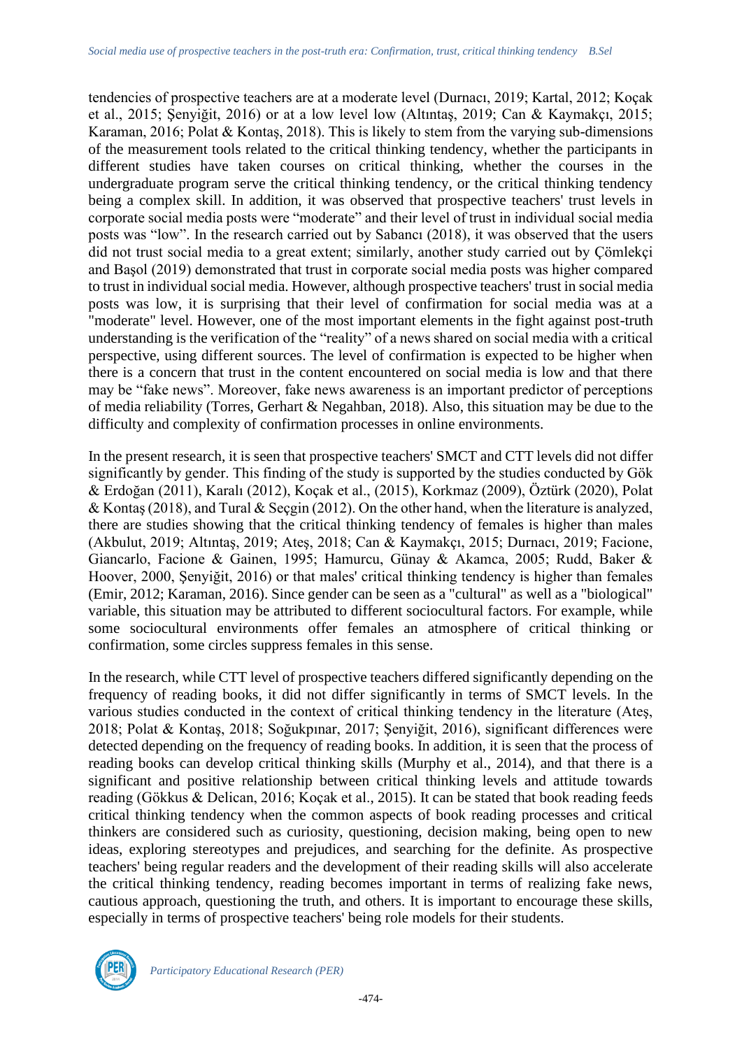tendencies of prospective teachers are at a moderate level (Durnacı, 2019; Kartal, 2012; Koçak et al., 2015; Şenyiğit, 2016) or at a low level low (Altıntaş, 2019; Can & Kaymakçı, 2015; Karaman, 2016; Polat & Kontaş, 2018). This is likely to stem from the varying sub-dimensions of the measurement tools related to the critical thinking tendency, whether the participants in different studies have taken courses on critical thinking, whether the courses in the undergraduate program serve the critical thinking tendency, or the critical thinking tendency being a complex skill. In addition, it was observed that prospective teachers' trust levels in corporate social media posts were "moderate" and their level of trust in individual social media posts was "low". In the research carried out by Sabancı (2018), it was observed that the users did not trust social media to a great extent; similarly, another study carried out by Çömlekçi and Başol (2019) demonstrated that trust in corporate social media posts was higher compared to trust in individual social media. However, although prospective teachers' trust in social media posts was low, it is surprising that their level of confirmation for social media was at a "moderate" level. However, one of the most important elements in the fight against post-truth understanding is the verification of the "reality" of a news shared on social media with a critical perspective, using different sources. The level of confirmation is expected to be higher when there is a concern that trust in the content encountered on social media is low and that there may be "fake news". Moreover, fake news awareness is an important predictor of perceptions of media reliability (Torres, Gerhart & Negahban, 2018). Also, this situation may be due to the difficulty and complexity of confirmation processes in online environments.

In the present research, it is seen that prospective teachers' SMCT and CTT levels did not differ significantly by gender. This finding of the study is supported by the studies conducted by Gök & Erdoğan (2011), Karalı (2012), Koçak et al., (2015), Korkmaz (2009), Öztürk (2020), Polat & Kontaş (2018), and Tural & Seçgin (2012). On the other hand, when the literature is analyzed, there are studies showing that the critical thinking tendency of females is higher than males (Akbulut, 2019; Altıntaş, 2019; Ateş, 2018; Can & Kaymakçı, 2015; Durnacı, 2019; Facione, Giancarlo, Facione & Gainen, 1995; Hamurcu, Günay & Akamca, 2005; Rudd, Baker & Hoover, 2000, Şenyiğit, 2016) or that males' critical thinking tendency is higher than females (Emir, 2012; Karaman, 2016). Since gender can be seen as a "cultural" as well as a "biological" variable, this situation may be attributed to different sociocultural factors. For example, while some sociocultural environments offer females an atmosphere of critical thinking or confirmation, some circles suppress females in this sense.

In the research, while CTT level of prospective teachers differed significantly depending on the frequency of reading books, it did not differ significantly in terms of SMCT levels. In the various studies conducted in the context of critical thinking tendency in the literature (Ateş, 2018; Polat & Kontaş, 2018; Soğukpınar, 2017; Şenyiğit, 2016), significant differences were detected depending on the frequency of reading books. In addition, it is seen that the process of reading books can develop critical thinking skills (Murphy et al., 2014), and that there is a significant and positive relationship between critical thinking levels and attitude towards reading (Gökkus & Delican, 2016; Koçak et al., 2015). It can be stated that book reading feeds critical thinking tendency when the common aspects of book reading processes and critical thinkers are considered such as curiosity, questioning, decision making, being open to new ideas, exploring stereotypes and prejudices, and searching for the definite. As prospective teachers' being regular readers and the development of their reading skills will also accelerate the critical thinking tendency, reading becomes important in terms of realizing fake news, cautious approach, questioning the truth, and others. It is important to encourage these skills, especially in terms of prospective teachers' being role models for their students.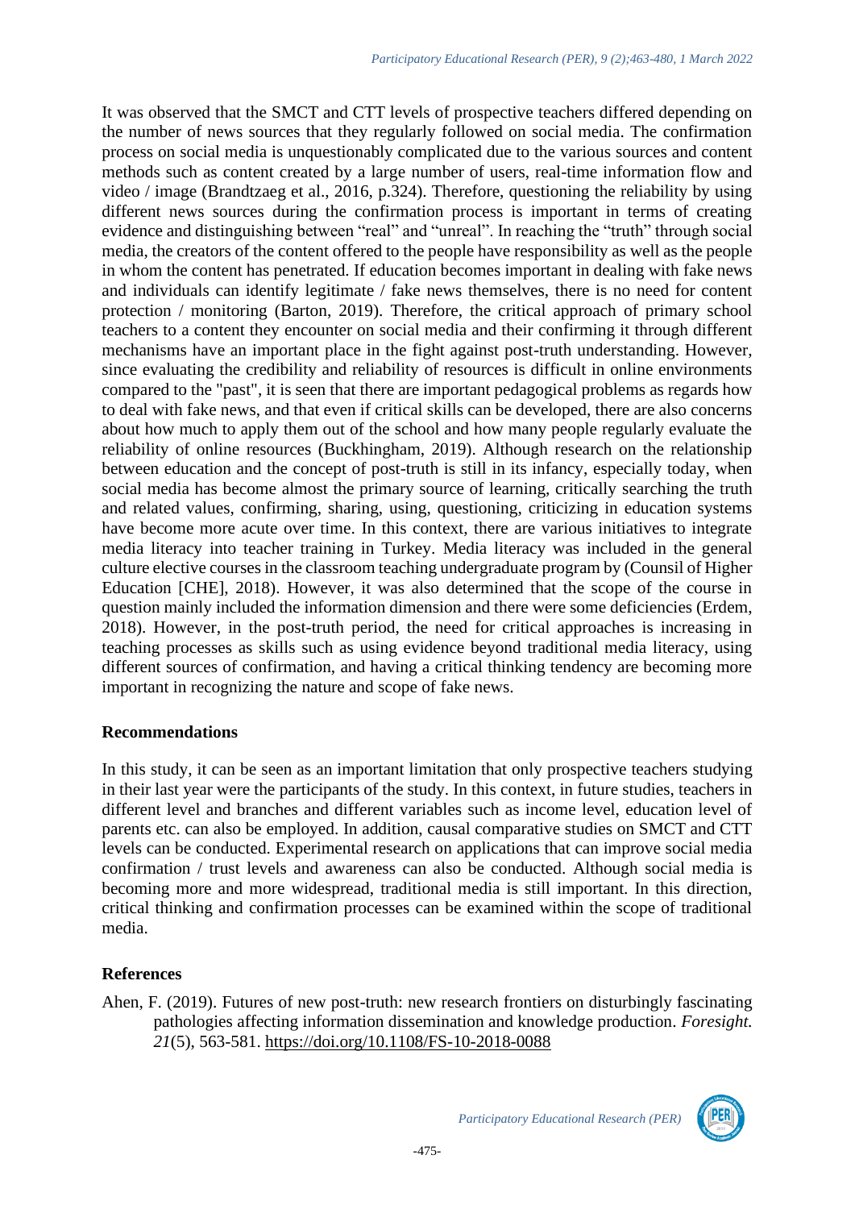It was observed that the SMCT and CTT levels of prospective teachers differed depending on the number of news sources that they regularly followed on social media. The confirmation process on social media is unquestionably complicated due to the various sources and content methods such as content created by a large number of users, real-time information flow and video / image (Brandtzaeg et al., 2016, p.324). Therefore, questioning the reliability by using different news sources during the confirmation process is important in terms of creating evidence and distinguishing between "real" and "unreal". In reaching the "truth" through social media, the creators of the content offered to the people have responsibility as well as the people in whom the content has penetrated. If education becomes important in dealing with fake news and individuals can identify legitimate / fake news themselves, there is no need for content protection / monitoring (Barton, 2019). Therefore, the critical approach of primary school teachers to a content they encounter on social media and their confirming it through different mechanisms have an important place in the fight against post-truth understanding. However, since evaluating the credibility and reliability of resources is difficult in online environments compared to the "past", it is seen that there are important pedagogical problems as regards how to deal with fake news, and that even if critical skills can be developed, there are also concerns about how much to apply them out of the school and how many people regularly evaluate the reliability of online resources (Buckhingham, 2019). Although research on the relationship between education and the concept of post-truth is still in its infancy, especially today, when social media has become almost the primary source of learning, critically searching the truth and related values, confirming, sharing, using, questioning, criticizing in education systems have become more acute over time. In this context, there are various initiatives to integrate media literacy into teacher training in Turkey. Media literacy was included in the general culture elective courses in the classroom teaching undergraduate program by (Counsil of Higher Education [CHE], 2018). However, it was also determined that the scope of the course in question mainly included the information dimension and there were some deficiencies (Erdem, 2018). However, in the post-truth period, the need for critical approaches is increasing in teaching processes as skills such as using evidence beyond traditional media literacy, using different sources of confirmation, and having a critical thinking tendency are becoming more important in recognizing the nature and scope of fake news.

## Recommendations

In this study, it can be seen as an important limitation that only prospective teachers studying in their last year were the participants of the study. In this context, in future studies, teachers in different level and branches and different variables such as income level, education level of parents etc. can also be employed. In addition, causal comparative studies on SMCT and CTT levels can be conducted. Experimental research on applications that can improve social media confirmation / trust levels and awareness can also be conducted. Although social media is becoming more and more widespread, traditional media is still important. In this direction, critical thinking and confirmation processes can be examined within the scope of traditional media.

## References

Ahen, F. (2019). Futures of new post-truth: new research frontiers on disturbingly fascinating pathologies affecting information dissemination and knowledge production. *Foresight. 21*(5), 563-581. https://doi.org/10.1108/FS-10-2018-0088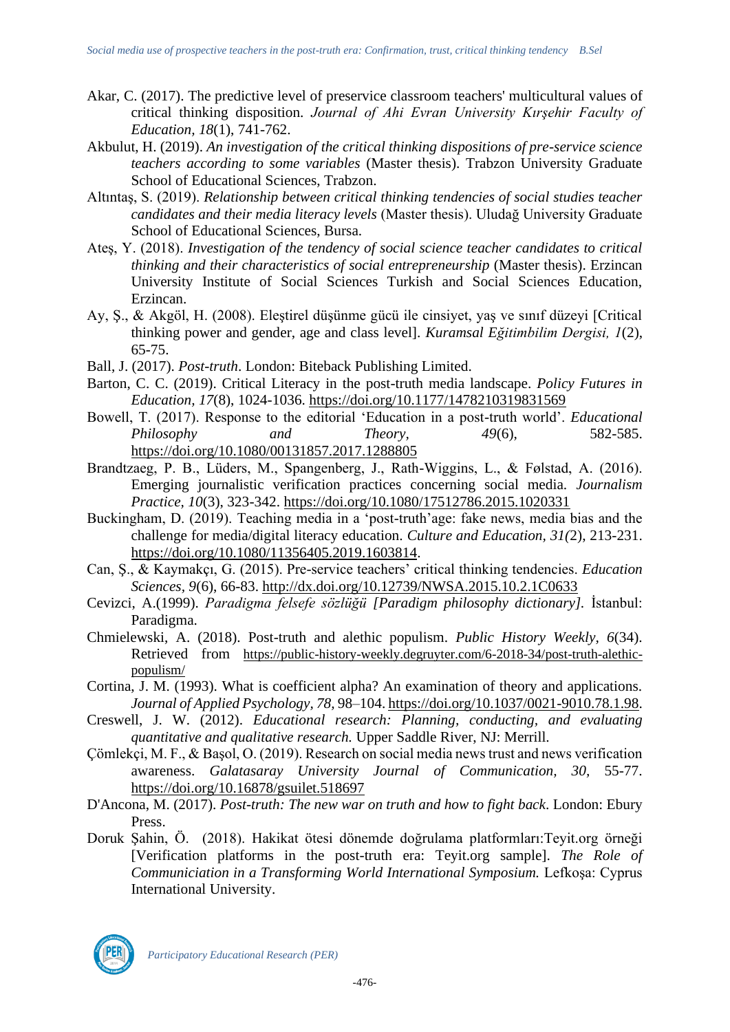Akar, C. (2017). The predictive level of preservice classroom teachers' multicultural values of critical thinking disposition. *Journal of Ahi Evran University Kırşehir Faculty of Education, 18*(1), 741-762.

Akbulut, H. (2019). *An investigation of the critical thinking dispositions of pre-service science teachers according to some variables* (Master thesis). Trabzon University Graduate School of Educational Sciences, Trabzon.

Altıntaş, S. (2019). *Relationship between critical thinking tendencies of social studies teacher candidates and their media literacy levels* (Master thesis). Uludağ University Graduate School of Educational Sciences, Bursa.

Ateş, Y. (2018). *Investigation of the tendency of social science teacher candidates to critical thinking and their characteristics of social entrepreneurship* (Master thesis). Erzincan University Institute of Social Sciences Turkish and Social Sciences Education, Erzincan.

Ay, Ş., & Akgöl, H. (2008). Eleştirel düşünme gücü ile cinsiyet, yaş ve sınıf düzeyi [Critical thinking power and gender, age and class level]. *Kuramsal Eğitimbilim Dergisi, 1*(2), 65-75.

Ball, J. (2017). *Post-truth*. London: Biteback Publishing Limited.

Barton, C. C. (2019). Critical Literacy in the post-truth media landscape. *Policy Futures in Education, 17*(8), 1024-1036. https://doi.org/10.1177/1478210319831569

Bowell, T. (2017). Response to the editorial 'Education in a post-truth world'. *Educational Philosophy and Theory, 49*(6), 582-585. https://doi.org/10.1080/00131857.2017.1288805

Brandtzaeg, P. B., Lüders, M., Spangenberg, J., Rath-Wiggins, L., & Følstad, A. (2016). Emerging journalistic verification practices concerning social media. *Journalism Practice, 10*(3), 323-342. https://doi.org/10.1080/17512786.2015.1020331

Buckingham, D. (2019). Teaching media in a 'post-truth'age: fake news, media bias and the challenge for media/digital literacy education. *Culture and Education, 31(*2), 213-231. https://doi.org/10.1080/11356405.2019.1603814.

Can, Ş., & Kaymakçı, G. (2015). Pre-service teachers' critical thinking tendencies. *Education Sciences, 9*(6), 66-83. http://dx.doi.org/10.12739/NWSA.2015.10.2.1C0633

Cevizci, A.(1999). *Paradigma felsefe sözlüğü [Paradigm philosophy dictionary].* İstanbul: Paradigma.

Chmielewski, A. (2018). Post-truth and alethic populism. *Public History Weekly, 6*(34). Retrieved from https://public-history-weekly.degruyter.com/6-2018-34/post-truth-alethic-populism/

Cortina, J. M. (1993). What is coefficient alpha? An examination of theory and applications. *Journal of Applied Psychology, 78*, 98–104. https://doi.org/10.1037/0021-9010.78.1.98.

Creswell, J. W. (2012). *Educational research: Planning, conducting, and evaluating quantitative and qualitative research.* Upper Saddle River, NJ: Merrill.

Çömlekçi, M. F., & Başol, O. (2019). Research on social media news trust and news verification awareness. *Galatasaray University Journal of Communication, 30,* 55-77. https://doi.org/10.16878/gsuilet.518697

D'Ancona, M. (2017). *Post-truth: The new war on truth and how to fight back*. London: Ebury Press.

Doruk Şahin, Ö. (2018). Hakikat ötesi dönemde doğrulama platformları:Teyit.org örneği [Verification platforms in the post-truth era: Teyit.org sample]. *The Role of Communiciation in a Transforming World International Symposium.* Lefkoşa: Cyprus International University.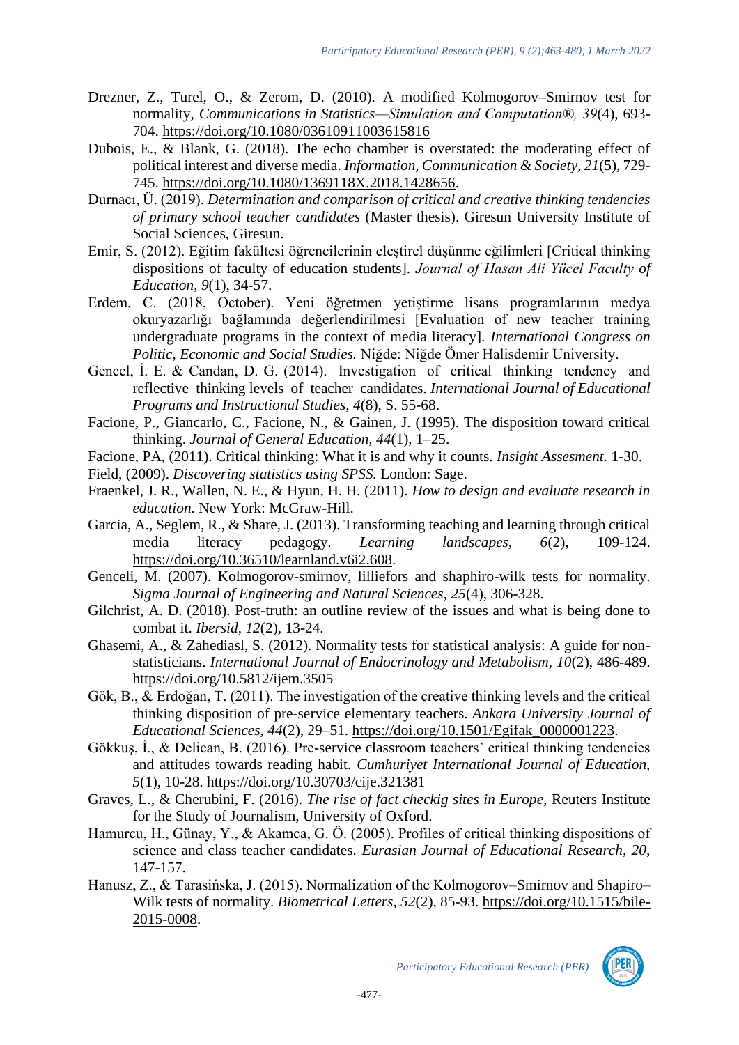Drezner, Z., Turel, O., & Zerom, D. (2010). A modified Kolmogorov–Smirnov test for normality, *Communications in Statistics—Simulation and Computation®, 39*(4), 693-704. https://doi.org/10.1080/03610911003615816

Dubois, E., & Blank, G. (2018). The echo chamber is overstated: the moderating effect of political interest and diverse media. *Information, Communication & Society, 21*(5), 729-745. https://doi.org/10.1080/1369118X.2018.1428656.

Durnacı, Ü. (2019). *Determination and comparison of critical and creative thinking tendencies of primary school teacher candidates* (Master thesis). Giresun University Institute of Social Sciences, Giresun.

Emir, S. (2012). Eğitim fakültesi öğrencilerinin eleştirel düşünme eğilimleri [Critical thinking dispositions of faculty of education students]. *Journal of Hasan Ali Yücel Faculty of Education, 9*(1), 34-57.

Erdem, C. (2018, October). Yeni öğretmen yetiştirme lisans programlarının medya okuryazarlığı bağlamında değerlendirilmesi [Evaluation of new teacher training undergraduate programs in the context of media literacy]. *International Congress on Politic, Economic and Social Studies.* Niğde: Niğde Ömer Halisdemir University.

Gencel, İ. E. & Candan, D. G. (2014). Investigation of critical thinking tendency and reflective thinking levels of teacher candidates. *International Journal of Educational Programs and Instructional Studies, 4*(8), S. 55-68.

Facione, P., Giancarlo, C., Facione, N., & Gainen, J. (1995). The disposition toward critical thinking. *Journal of General Education, 44*(1), 1–25.

Facione, PA, (2011). Critical thinking: What it is and why it counts. *Insight Assesment.* 1-30.

Field, (2009). *Discovering statistics using SPSS.* London: Sage.

Fraenkel, J. R., Wallen, N. E., & Hyun, H. H. (2011). *How to design and evaluate research in education.* New York: McGraw-Hill.

Garcia, A., Seglem, R., & Share, J. (2013). Transforming teaching and learning through critical media literacy pedagogy. *Learning landscapes, 6*(2), 109-124. https://doi.org/10.36510/learnland.v6i2.608.

Genceli, M. (2007). Kolmogorov-smirnov, lilliefors and shaphiro-wilk tests for normality. *Sigma Journal of Engineering and Natural Sciences, 25*(4), 306-328.

Gilchrist, A. D. (2018). Post-truth: an outline review of the issues and what is being done to combat it. *Ibersid, 12*(2), 13-24.

Ghasemi, A., & Zahediasl, S. (2012). Normality tests for statistical analysis: A guide for non-statisticians. *International Journal of Endocrinology and Metabolism, 10*(2), 486-489. https://doi.org/10.5812/ijem.3505

Gök, B., & Erdoğan, T. (2011). The investigation of the creative thinking levels and the critical thinking disposition of pre-service elementary teachers. *Ankara University Journal of Educational Sciences, 44*(2), 29–51. https://doi.org/10.1501/Egifak_0000001223.

Gökkuş, İ., & Delican, B. (2016). Pre-service classroom teachers' critical thinking tendencies and attitudes towards reading habit. *Cumhuriyet International Journal of Education, 5*(1), 10-28. https://doi.org/10.30703/cije.321381

Graves, L., & Cherubini, F. (2016). *The rise of fact checkig sites in Europe,* Reuters Institute for the Study of Journalism, University of Oxford.

Hamurcu, H., Günay, Y., & Akamca, G. Ö. (2005). Profiles of critical thinking dispositions of science and class teacher candidates. *Eurasian Journal of Educational Research, 20,* 147-157.

Hanusz, Z., & Tarasińska, J. (2015). Normalization of the Kolmogorov–Smirnov and Shapiro–Wilk tests of normality. *Biometrical Letters, 52*(2), 85-93. https://doi.org/10.1515/bile-2015-0008.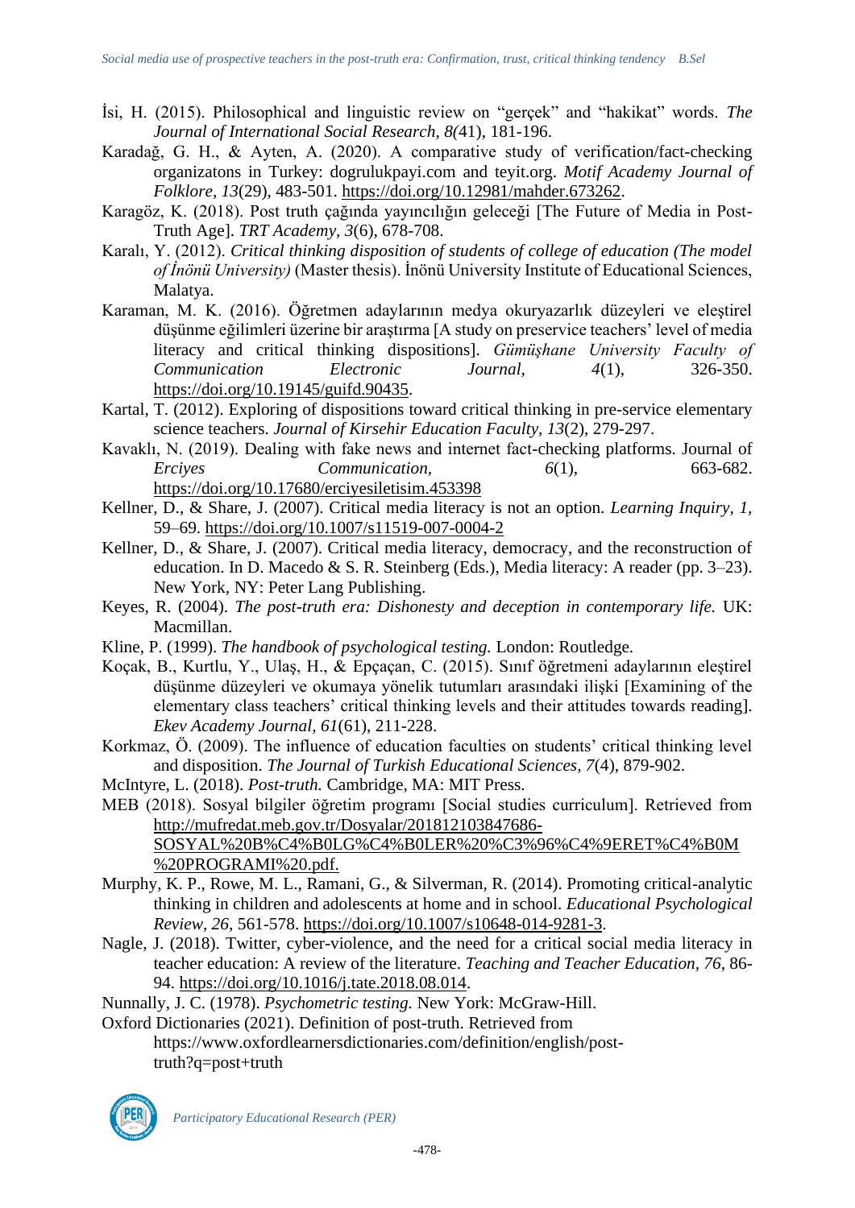İsi, H. (2015). Philosophical and linguistic review on "gerçek" and "hakikat" words. *The Journal of International Social Research, 8(*41), 181-196.

Karadağ, G. H., & Ayten, A. (2020). A comparative study of verification/fact-checking organizatons in Turkey: dogrulukpayi.com and teyit.org. *Motif Academy Journal of Folklore, 13*(29), 483-501. https://doi.org/10.12981/mahder.673262.

Karagöz, K. (2018). Post truth çağında yayıncılığın geleceği [The Future of Media in Post-Truth Age]. *TRT Academy, 3*(6), 678-708.

Karalı, Y. (2012). *Critical thinking disposition of students of college of education (The model of İnönü University)* (Master thesis). İnönü University Institute of Educational Sciences, Malatya.

Karaman, M. K. (2016). Öğretmen adaylarının medya okuryazarlık düzeyleri ve eleştirel düşünme eğilimleri üzerine bir araştırma [A study on preservice teachers' level of media literacy and critical thinking dispositions]. *Gümüşhane University Faculty of Communication Electronic Journal, 4*(1), 326-350. https://doi.org/10.19145/guifd.90435.

Kartal, T. (2012). Exploring of dispositions toward critical thinking in pre-service elementary science teachers. *Journal of Kirsehir Education Faculty, 13*(2), 279-297.

Kavaklı, N. (2019). Dealing with fake news and internet fact-checking platforms. Journal of *Erciyes Communication, 6*(1), 663-682. https://doi.org/10.17680/erciyesiletisim.453398

Kellner, D., & Share, J. (2007). Critical media literacy is not an option. *Learning Inquiry, 1,* 59–69. https://doi.org/10.1007/s11519-007-0004-2

Kellner, D., & Share, J. (2007). Critical media literacy, democracy, and the reconstruction of education. In D. Macedo & S. R. Steinberg (Eds.), Media literacy: A reader (pp. 3–23). New York, NY: Peter Lang Publishing.

Keyes, R. (2004). *The post-truth era: Dishonesty and deception in contemporary life.* UK: Macmillan.

Kline, P. (1999). *The handbook of psychological testing.* London: Routledge.

Koçak, B., Kurtlu, Y., Ulaş, H., & Epçaçan, C. (2015). Sınıf öğretmeni adaylarının eleştirel düşünme düzeyleri ve okumaya yönelik tutumları arasındaki ilişki [Examining of the elementary class teachers' critical thinking levels and their attitudes towards reading]. *Ekev Academy Journal, 61*(61), 211-228.

Korkmaz, Ö. (2009). The influence of education faculties on students' critical thinking level and disposition. *The Journal of Turkish Educational Sciences, 7*(4), 879-902.

McIntyre, L. (2018). *Post-truth.* Cambridge, MA: MIT Press.

MEB (2018). Sosyal bilgiler öğretim programı [Social studies curriculum]. Retrieved from http://mufredat.meb.gov.tr/Dosyalar/201812103847686-SOSYAL%20B%C4%B0LG%C4%B0LER%20%C3%96%C4%9ERET%C4%B0M%20PROGRAMI%20.pdf.

Murphy, K. P., Rowe, M. L., Ramani, G., & Silverman, R. (2014). Promoting critical-analytic thinking in children and adolescents at home and in school. *Educational Psychological Review, 26,* 561-578. https://doi.org/10.1007/s10648-014-9281-3.

Nagle, J. (2018). Twitter, cyber-violence, and the need for a critical social media literacy in teacher education: A review of the literature. *Teaching and Teacher Education, 76,* 86-94. https://doi.org/10.1016/j.tate.2018.08.014.

Nunnally, J. C. (1978). *Psychometric testing.* New York: McGraw-Hill.

Oxford Dictionaries (2021). Definition of post-truth. Retrieved from https://www.oxfordlearnersdictionaries.com/definition/english/post-truth?q=post+truth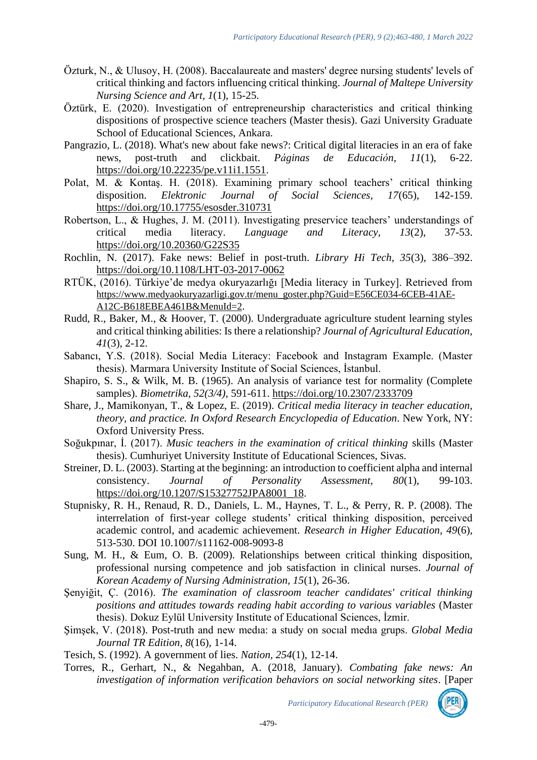Özturk, N., & Ulusoy, H. (2008). Baccalaureate and masters' degree nursing students' levels of critical thinking and factors influencing critical thinking. *Journal of Maltepe University Nursing Science and Art*, *1*(1), 15-25.

Öztürk, E. (2020). Investigation of entrepreneurship characteristics and critical thinking dispositions of prospective science teachers (Master thesis). Gazi University Graduate School of Educational Sciences, Ankara.

Pangrazio, L. (2018). What's new about fake news?: Critical digital literacies in an era of fake news, post-truth and clickbait. *Páginas de Educación*, *11*(1), 6-22. https://doi.org/10.22235/pe.v11i1.1551.

Polat, M. & Kontaş. H. (2018). Examining primary school teachers' critical thinking disposition. *Elektronic Journal of Social Sciences*, *17*(65), 142-159. https://doi.org/10.17755/esosder.310731

Robertson, L., & Hughes, J. M. (2011). Investigating preservice teachers' understandings of critical media literacy. *Language and Literacy*, *13*(2), 37-53. https://doi.org/10.20360/G22S35

Rochlin, N. (2017). Fake news: Belief in post-truth. *Library Hi Tech*, *35*(3), 386–392. https://doi.org/10.1108/LHT-03-2017-0062

RTÜK, (2016). Türkiye'de medya okuryazarlığı [Media literacy in Turkey]. Retrieved from https://www.medyaokuryazarligi.gov.tr/menu_goster.php?Guid=E56CE034-6CEB-41AE-A12C-B618EBEA461B&MenuId=2.

Rudd, R., Baker, M., & Hoover, T. (2000). Undergraduate agriculture student learning styles and critical thinking abilities: Is there a relationship? *Journal of Agricultural Education, 41*(3), 2-12.

Sabancı, Y.S. (2018). Social Media Literacy: Facebook and Instagram Example. (Master thesis). Marmara University Institute of Social Sciences, İstanbul.

Shapiro, S. S., & Wilk, M. B. (1965). An analysis of variance test for normality (Complete samples). *Biometrika, 52(3/4),* 591-611. https://doi.org/10.2307/2333709

Share, J., Mamikonyan, T., & Lopez, E. (2019). *Critical media literacy in teacher education, theory, and practice. In Oxford Research Encyclopedia of Education*. New York, NY: Oxford University Press.

Soğukpınar, İ. (2017). *Music teachers in the examination of critical thinking* skills (Master thesis). Cumhuriyet University Institute of Educational Sciences, Sivas.

Streiner, D. L. (2003). Starting at the beginning: an introduction to coefficient alpha and internal consistency. *Journal of Personality Assessment, 80*(1), 99-103. https://doi.org/10.1207/S15327752JPA8001_18.

Stupnisky, R. H., Renaud, R. D., Daniels, L. M., Haynes, T. L., & Perry, R. P. (2008). The interrelation of first-year college students' critical thinking disposition, perceived academic control, and academic achievement. *Research in Higher Education, 49*(6), 513-530. DOI 10.1007/s11162-008-9093-8

Sung, M. H., & Eum, O. B. (2009). Relationships between critical thinking disposition, professional nursing competence and job satisfaction in clinical nurses. *Journal of Korean Academy of Nursing Administration, 15*(1), 26-36.

Şenyiğit, Ç. (2016). *The examination of classroom teacher candidates' critical thinking positions and attitudes towards reading habit according to various variables* (Master thesis). Dokuz Eylül University Institute of Educational Sciences, İzmir.

Şimşek, V. (2018). Post-truth and new medıa: a study on socıal medıa grups. *Global Media Journal TR Edition, 8*(16), 1-14.

Tesich, S. (1992). A government of lies. *Nation, 254*(1), 12-14.

Torres, R., Gerhart, N., & Negahban, A. (2018, January). *Combating fake news: An investigation of information verification behaviors on social networking sites*. [Paper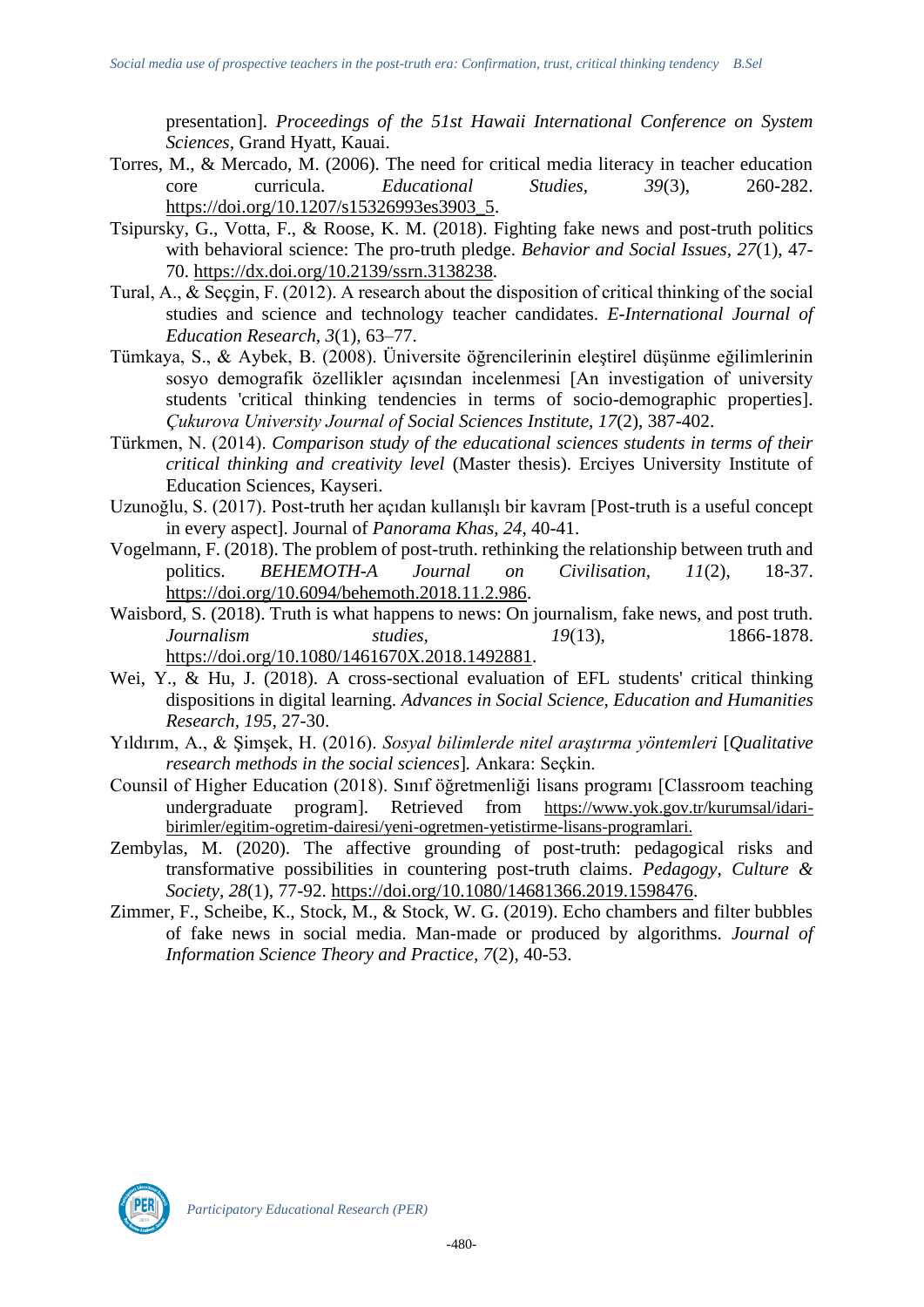presentation]. *Proceedings of the 51st Hawaii International Conference on System Sciences*, Grand Hyatt, Kauai.

Torres, M., & Mercado, M. (2006). The need for critical media literacy in teacher education core curricula. *Educational Studies, 39*(3), 260-282. https://doi.org/10.1207/s15326993es3903_5.

Tsipursky, G., Votta, F., & Roose, K. M. (2018). Fighting fake news and post-truth politics with behavioral science: The pro-truth pledge. *Behavior and Social Issues, 27*(1), 47-70. https://dx.doi.org/10.2139/ssrn.3138238.

Tural, A., & Seçgin, F. (2012). A research about the disposition of critical thinking of the social studies and science and technology teacher candidates. *E-International Journal of Education Research, 3*(1), 63–77.

Tümkaya, S., & Aybek, B. (2008). Üniversite öğrencilerinin eleştirel düşünme eğilimlerinin sosyo demografik özellikler açısından incelenmesi [An investigation of university students 'critical thinking tendencies in terms of socio-demographic properties]. *Çukurova University Journal of Social Sciences Institute, 17*(2), 387-402.

Türkmen, N. (2014). *Comparison study of the educational sciences students in terms of their critical thinking and creativity level* (Master thesis). Erciyes University Institute of Education Sciences, Kayseri.

Uzunoğlu, S. (2017). Post-truth her açıdan kullanışlı bir kavram [Post-truth is a useful concept in every aspect]. Journal of *Panorama Khas, 24*, 40-41.

Vogelmann, F. (2018). The problem of post-truth. rethinking the relationship between truth and politics. *BEHEMOTH-A Journal on Civilisation, 11*(2), 18-37. https://doi.org/10.6094/behemoth.2018.11.2.986.

Waisbord, S. (2018). Truth is what happens to news: On journalism, fake news, and post truth. *Journalism studies, 19*(13), 1866-1878. https://doi.org/10.1080/1461670X.2018.1492881.

Wei, Y., & Hu, J. (2018). A cross-sectional evaluation of EFL students' critical thinking dispositions in digital learning. *Advances in Social Science, Education and Humanities Research, 195*, 27-30.

Yıldırım, A., & Şimşek, H. (2016). *Sosyal bilimlerde nitel araştırma yöntemleri* [*Qualitative research methods in the social sciences*]*.* Ankara: Seçkin.

Counsil of Higher Education (2018). Sınıf öğretmenliği lisans programı [Classroom teaching undergraduate program]. Retrieved from https://www.yok.gov.tr/kurumsal/idari-birimler/egitim-ogretim-dairesi/yeni-ogretmen-yetistirme-lisans-programlari.

Zembylas, M. (2020). The affective grounding of post-truth: pedagogical risks and transformative possibilities in countering post-truth claims. *Pedagogy, Culture & Society, 28*(1), 77-92. https://doi.org/10.1080/14681366.2019.1598476.

Zimmer, F., Scheibe, K., Stock, M., & Stock, W. G. (2019). Echo chambers and filter bubbles of fake news in social media. Man-made or produced by algorithms. *Journal of Information Science Theory and Practice, 7*(2), 40-53.